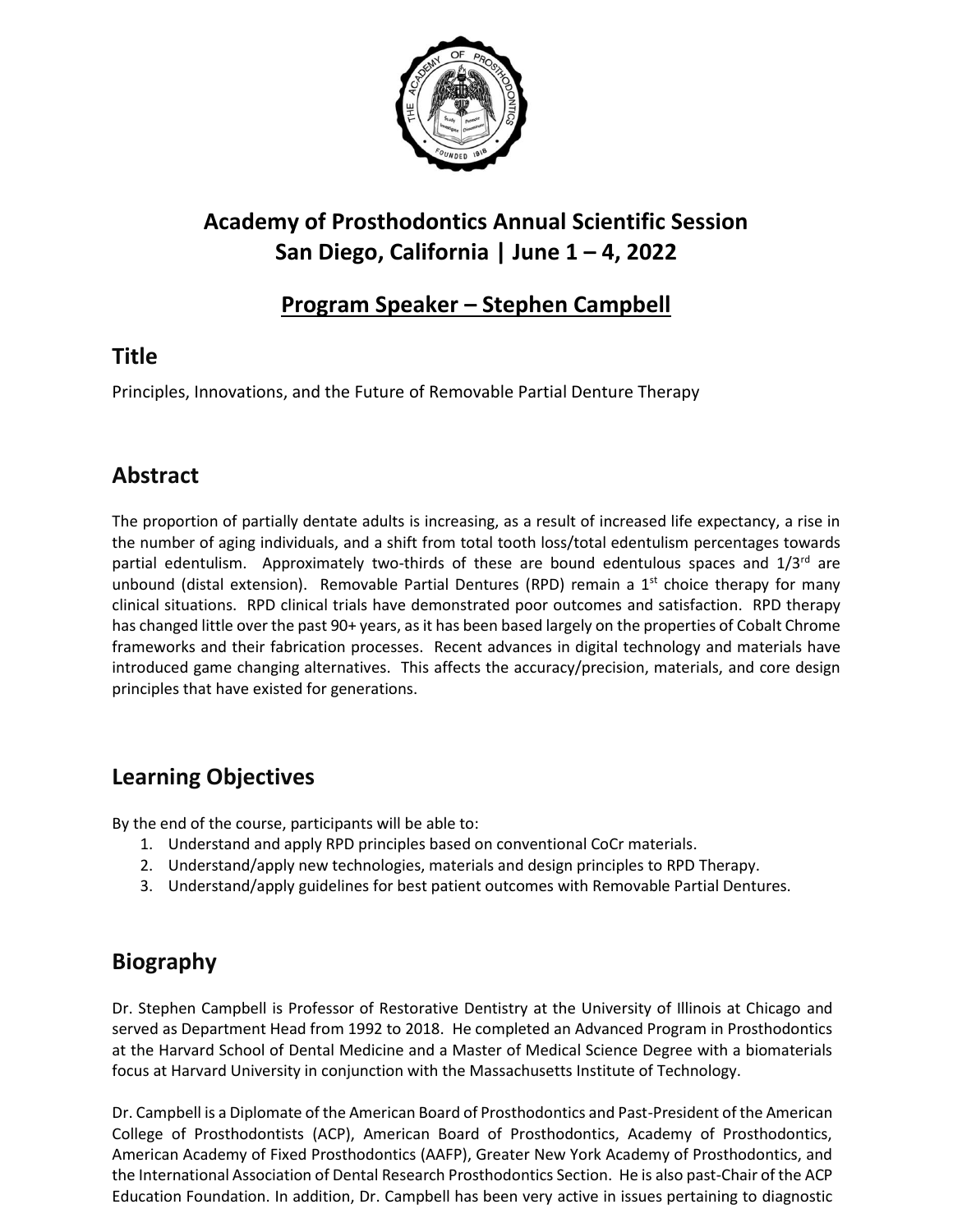# Academy of Prosthodontics Annual Scientific Session
# San Diego, California | June 1 – 4, 2022

## Program Speaker – Stephen Campbell

## Title

Principles, Innovations, and the Future of Removable Partial Denture Therapy

## Abstract

The proportion of partially dentate adults is increasing, as a result of increased life expectancy, a rise in the number of aging individuals, and a shift from total tooth loss/total edentulism percentages towards partial edentulism. Approximately two-thirds of these are bound edentulous spaces and 1/3rd are unbound (distal extension). Removable Partial Dentures (RPD) remain a 1st choice therapy for many clinical situations. RPD clinical trials have demonstrated poor outcomes and satisfaction. RPD therapy has changed little over the past 90+ years, as it has been based largely on the properties of Cobalt Chrome frameworks and their fabrication processes. Recent advances in digital technology and materials have introduced game changing alternatives. This affects the accuracy/precision, materials, and core design principles that have existed for generations.

## Learning Objectives

By the end of the course, participants will be able to:

1. Understand and apply RPD principles based on conventional CoCr materials.
2. Understand/apply new technologies, materials and design principles to RPD Therapy.
3. Understand/apply guidelines for best patient outcomes with Removable Partial Dentures.

## Biography

Dr. Stephen Campbell is Professor of Restorative Dentistry at the University of Illinois at Chicago and served as Department Head from 1992 to 2018. He completed an Advanced Program in Prosthodontics at the Harvard School of Dental Medicine and a Master of Medical Science Degree with a biomaterials focus at Harvard University in conjunction with the Massachusetts Institute of Technology.

Dr. Campbell is a Diplomate of the American Board of Prosthodontics and Past-President of the American College of Prosthodontists (ACP), American Board of Prosthodontics, Academy of Prosthodontics, American Academy of Fixed Prosthodontics (AAFP), Greater New York Academy of Prosthodontics, and the International Association of Dental Research Prosthodontics Section. He is also past-Chair of the ACP Education Foundation. In addition, Dr. Campbell has been very active in issues pertaining to diagnostic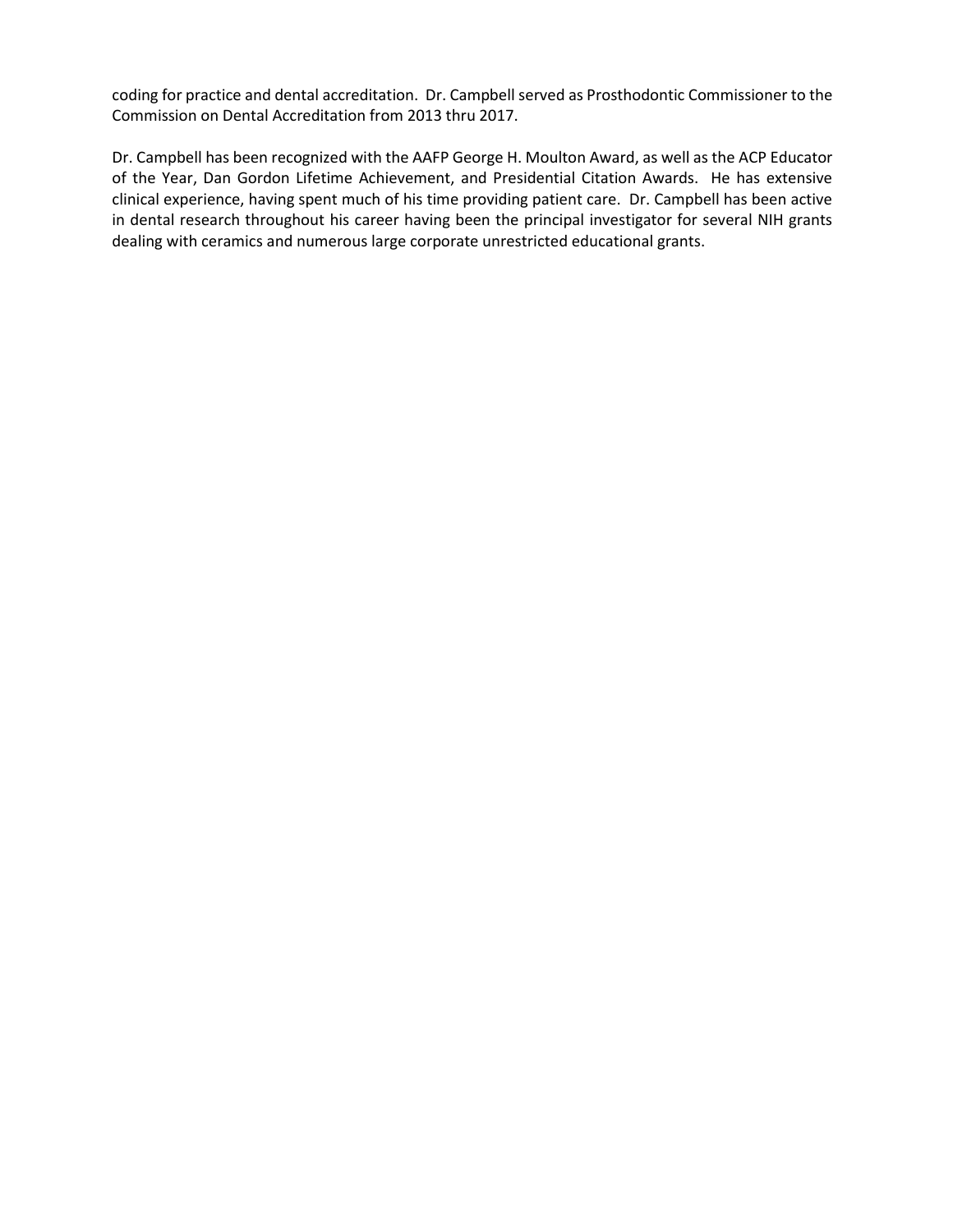coding for practice and dental accreditation. Dr. Campbell served as Prosthodontic Commissioner to the Commission on Dental Accreditation from 2013 thru 2017.

Dr. Campbell has been recognized with the AAFP George H. Moulton Award, as well as the ACP Educator of the Year, Dan Gordon Lifetime Achievement, and Presidential Citation Awards. He has extensive clinical experience, having spent much of his time providing patient care. Dr. Campbell has been active in dental research throughout his career having been the principal investigator for several NIH grants dealing with ceramics and numerous large corporate unrestricted educational grants.